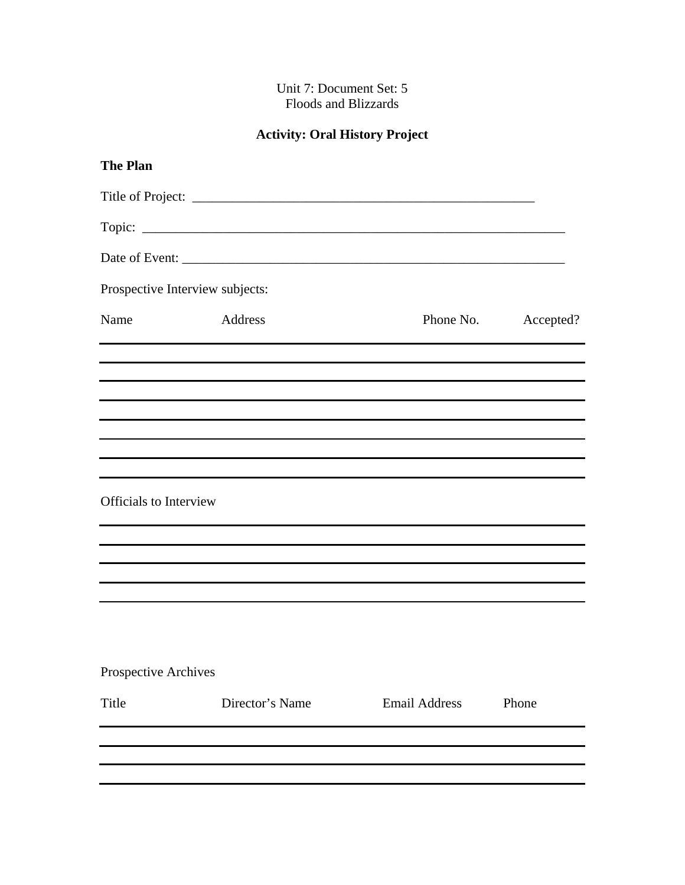Unit 7: Document Set: 5
Floods and Blizzards

## Activity: Oral History Project

**The Plan**

Title of Project: ____________________________________________________

Topic: ________________________________________________________________

Date of Event: __________________________________________________________

Prospective Interview subjects:

| Name | Address | Phone No. | Accepted? |
|---|---|---|---|
| | | | |
| | | | |
| | | | |
| | | | |
| | | | |
| | | | |
| | | | |

Officials to Interview

______________________________________________________________________

______________________________________________________________________

______________________________________________________________________

______________________________________________________________________

______________________________________________________________________

Prospective Archives

| Title | Director's Name | Email Address | Phone |
|---|---|---|---|
| | | | |
| | | | |
| | | | |
| | | | |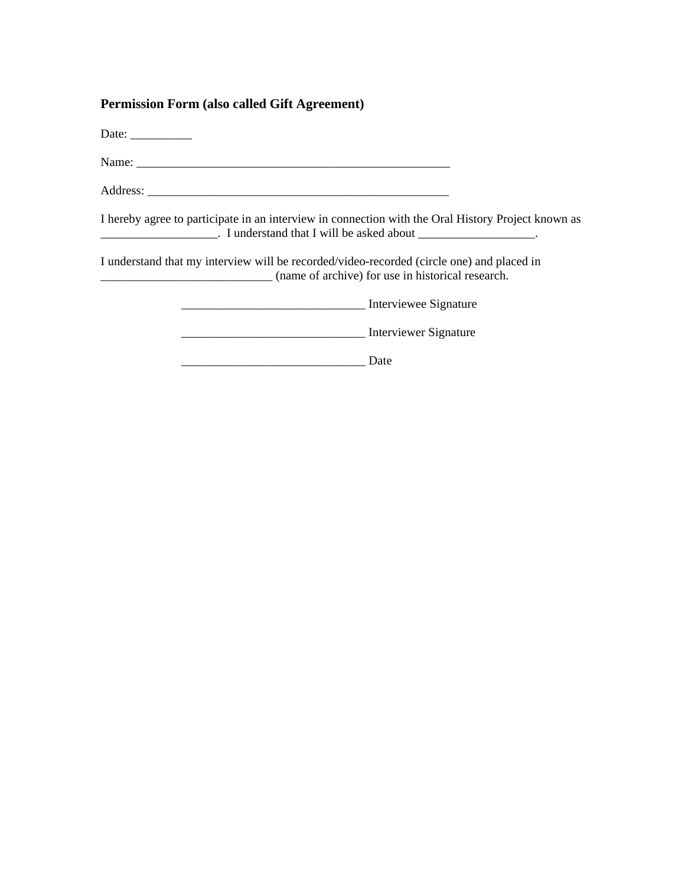**Permission Form (also called Gift Agreement)**

Date: __________

Name: _____________________________________________________

Address: ___________________________________________________

I hereby agree to participate in an interview in connection with the Oral History Project known as ___________________.  I understand that I will be asked about ___________________.

I understand that my interview will be recorded/video-recorded (circle one) and placed in ____________________________ (name of archive) for use in historical research.

______________________________ Interviewee Signature

______________________________ Interviewer Signature

______________________________ Date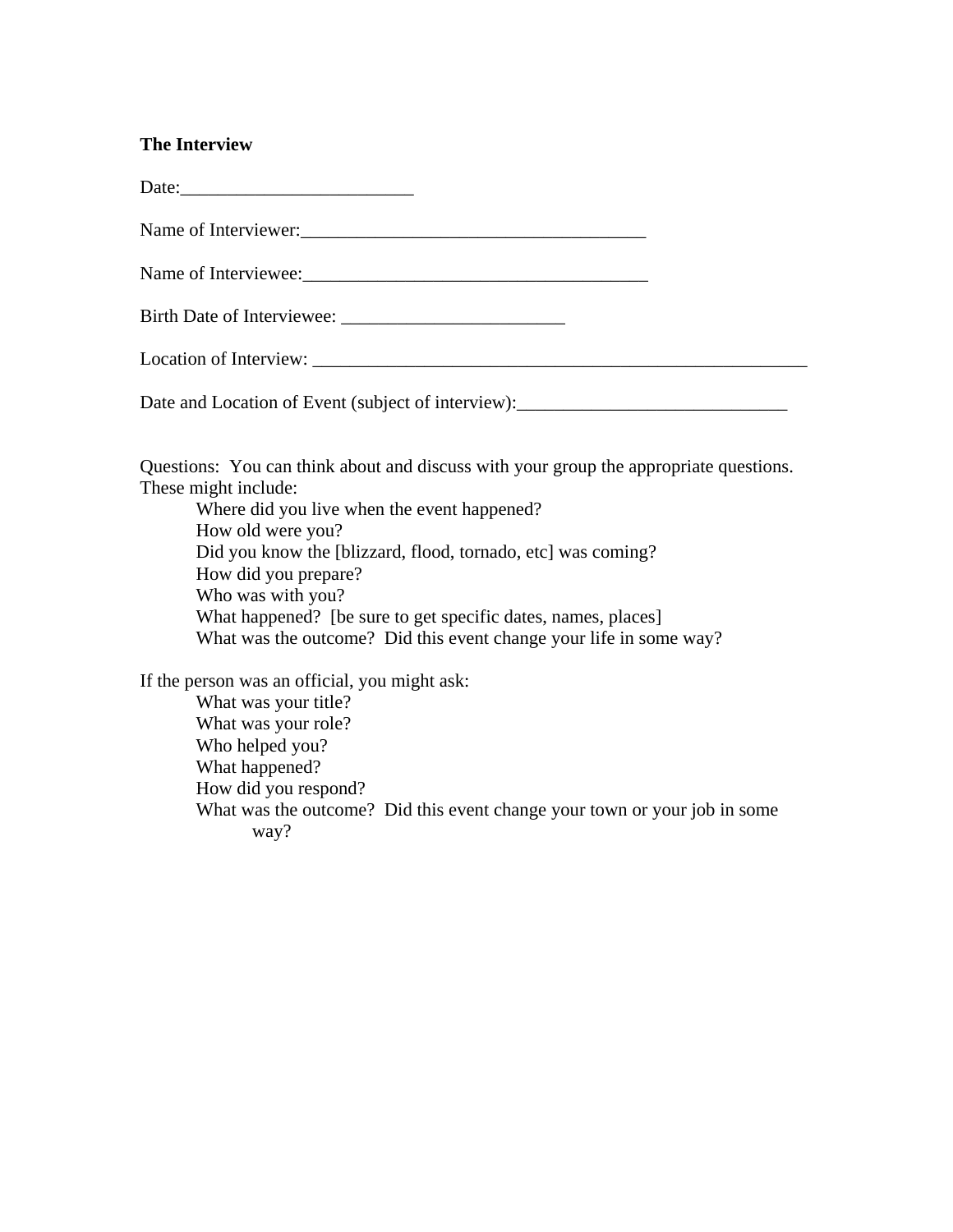**The Interview**

Date:_________________________

Name of Interviewer:_____________________________________

Name of Interviewee:_____________________________________

Birth Date of Interviewee: ________________________

Location of Interview: _____________________________________________________

Date and Location of Event (subject of interview):_____________________________

Questions: You can think about and discuss with your group the appropriate questions. These might include:

- Where did you live when the event happened?
- How old were you?
- Did you know the [blizzard, flood, tornado, etc] was coming?
- How did you prepare?
- Who was with you?
- What happened? [be sure to get specific dates, names, places]
- What was the outcome? Did this event change your life in some way?

If the person was an official, you might ask:

- What was your title?
- What was your role?
- Who helped you?
- What happened?
- How did you respond?
- What was the outcome? Did this event change your town or your job in some way?